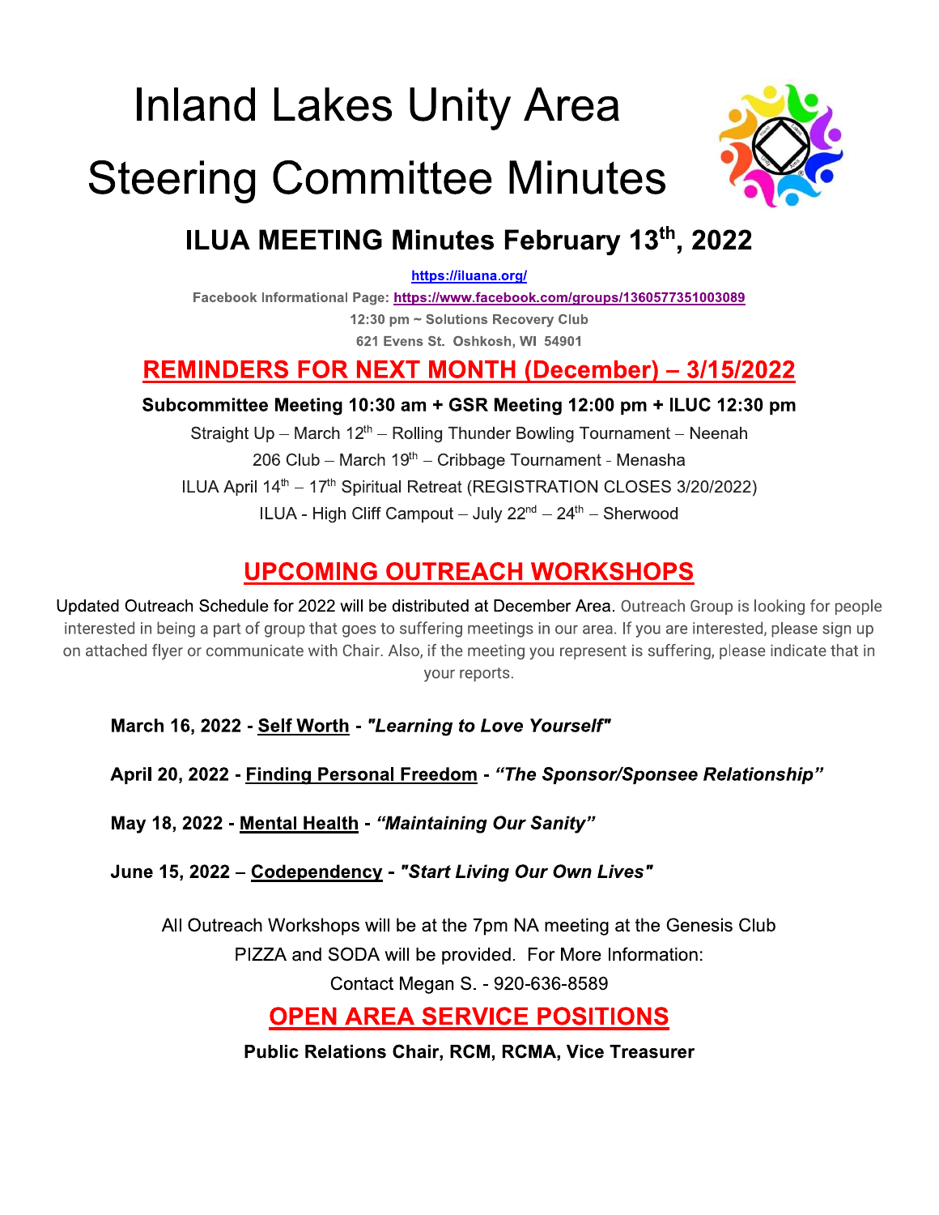# Inland Lakes Unity Area Steering Committee Minutes

## ILUA MEETING Minutes February 13th, 2022

**https://iluana.org/**

**Facebook Informational Page: https://www.facebook.com/groups/1360577351003089**

**12:30 pm ~ Solutions Recovery Club**

**621 Evens St. Oshkosh, WI 54901**

## REMINDERS FOR NEXT MONTH (December) – 3/15/2022

**Subcommittee Meeting 10:30 am + GSR Meeting 12:00 pm + ILUC 12:30 pm**

Straight Up – March 12th – Rolling Thunder Bowling Tournament – Neenah

206 Club – March 19th – Cribbage Tournament - Menasha

ILUA April 14th – 17th Spiritual Retreat (REGISTRATION CLOSES 3/20/2022)

ILUA - High Cliff Campout – July 22nd – 24th – Sherwood

## UPCOMING OUTREACH WORKSHOPS

Updated Outreach Schedule for 2022 will be distributed at December Area. Outreach Group is looking for people interested in being a part of group that goes to suffering meetings in our area. If you are interested, please sign up on attached flyer or communicate with Chair. Also, if the meeting you represent is suffering, please indicate that in your reports.

**March 16, 2022 - Self Worth - *"Learning to Love Yourself"***

**April 20, 2022 - Finding Personal Freedom - *"The Sponsor/Sponsee Relationship"***

**May 18, 2022 - Mental Health - *"Maintaining Our Sanity"***

**June 15, 2022 – Codependency - *"Start Living Our Own Lives"***

All Outreach Workshops will be at the 7pm NA meeting at the Genesis Club

PIZZA and SODA will be provided. For More Information:

Contact Megan S. - 920-636-8589

## OPEN AREA SERVICE POSITIONS

**Public Relations Chair, RCM, RCMA, Vice Treasurer**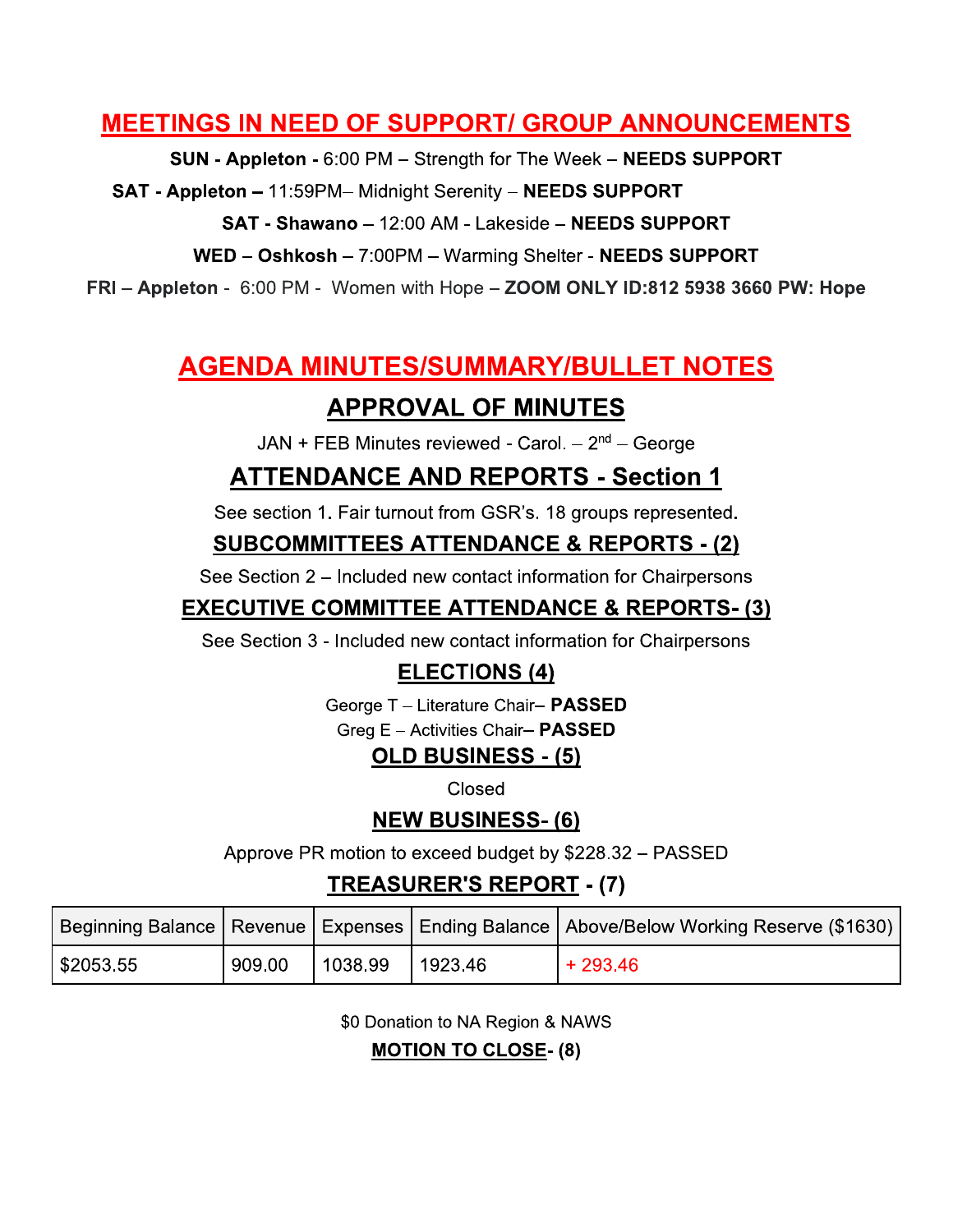## MEETINGS IN NEED OF SUPPORT/ GROUP ANNOUNCEMENTS

**SUN - Appleton -** 6:00 PM – Strength for The Week – **NEEDS SUPPORT**

**SAT - Appleton –** 11:59PM– Midnight Serenity – **NEEDS SUPPORT**

**SAT - Shawano –** 12:00 AM - Lakeside – **NEEDS SUPPORT**

**WED – Oshkosh –** 7:00PM – Warming Shelter - **NEEDS SUPPORT**

FRI – **Appleton** - 6:00 PM - Women with Hope – **ZOOM ONLY ID:812 5938 3660 PW: Hope**

## AGENDA MINUTES/SUMMARY/BULLET NOTES

### APPROVAL OF MINUTES

JAN + FEB Minutes reviewed - Carol. – 2nd – George

### ATTENDANCE AND REPORTS - Section 1

See section 1. Fair turnout from GSR's. 18 groups represented.

### SUBCOMMITTEES ATTENDANCE & REPORTS - (2)

See Section 2 – Included new contact information for Chairpersons

### EXECUTIVE COMMITTEE ATTENDANCE & REPORTS- (3)

See Section 3 - Included new contact information for Chairpersons

### ELECTIONS (4)

George T – Literature Chair– **PASSED**

Greg E – Activities Chair– **PASSED**

### OLD BUSINESS - (5)

Closed

### NEW BUSINESS- (6)

Approve PR motion to exceed budget by $228.32 – PASSED

### TREASURER'S REPORT - (7)

| Beginning Balance | Revenue | Expenses | Ending Balance | Above/Below Working Reserve ($1630) |
|---|---|---|---|---|
| $2053.55 | 909.00 | 1038.99 | 1923.46 | + 293.46 |

$0 Donation to NA Region & NAWS

**MOTION TO CLOSE- (8)**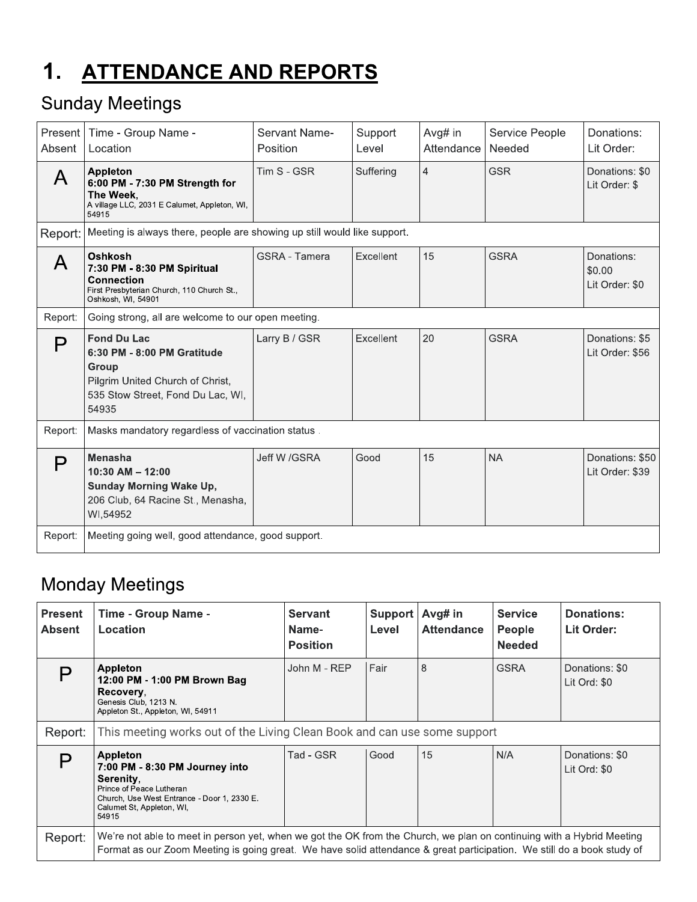# 1. ATTENDANCE AND REPORTS

## Sunday Meetings

| Present Absent | Time - Group Name - Location | Servant Name-Position | Support Level | Avg# in Attendance | Service People Needed | Donations: Lit Order: |
|---|---|---|---|---|---|---|
| A | **Appleton** **6:00 PM - 7:30 PM Strength for The Week,** A village LLC, 2031 E Calumet, Appleton, WI, 54915 | Tim S - GSR | Suffering | 4 | GSR | Donations: $0 Lit Order: $ |
| Report: | Meeting is always there, people are showing up still would like support. | | | | | |
| A | **Oshkosh** **7:30 PM - 8:30 PM Spiritual Connection** First Presbyterian Church, 110 Church St., Oshkosh, WI, 54901 | GSRA - Tamera | Excellent | 15 | GSRA | Donations: $0.00 Lit Order: $0 |
| Report: | Going strong, all are welcome to our open meeting. | | | | | |
| P | **Fond Du Lac** **6:30 PM - 8:00 PM Gratitude Group** Pilgrim United Church of Christ, 535 Stow Street, Fond Du Lac, WI, 54935 | Larry B / GSR | Excellent | 20 | GSRA | Donations: $5 Lit Order: $56 |
| Report: | Masks mandatory regardless of vaccination status . | | | | | |
| P | **Menasha** **10:30 AM – 12:00** **Sunday Morning Wake Up,** 206 Club, 64 Racine St., Menasha, WI,54952 | Jeff W /GSRA | Good | 15 | NA | Donations: $50 Lit Order: $39 |
| Report: | Meeting going well, good attendance, good support. | | | | | |

## Monday Meetings

| Present Absent | Time - Group Name - Location | Servant Name-Position | Support Level | Avg# in Attendance | Service People Needed | Donations: Lit Order: |
|---|---|---|---|---|---|---|
| P | **Appleton** **12:00 PM - 1:00 PM Brown Bag Recovery,** Genesis Club, 1213 N. Appleton St., Appleton, WI, 54911 | John M - REP | Fair | 8 | GSRA | Donations: $0 Lit Ord: $0 |
| Report: | This meeting works out of the Living Clean Book and can use some support | | | | | |
| P | **Appleton** **7:00 PM - 8:30 PM Journey into Serenity,** Prince of Peace Lutheran Church, Use West Entrance - Door 1, 2330 E. Calumet St, Appleton, WI, 54915 | Tad - GSR | Good | 15 | N/A | Donations: $0 Lit Ord: $0 |
| Report: | We're not able to meet in person yet, when we got the OK from the Church, we plan on continuing with a Hybrid Meeting Format as our Zoom Meeting is going great. We have solid attendance & great participation. We still do a book study of | | | | | |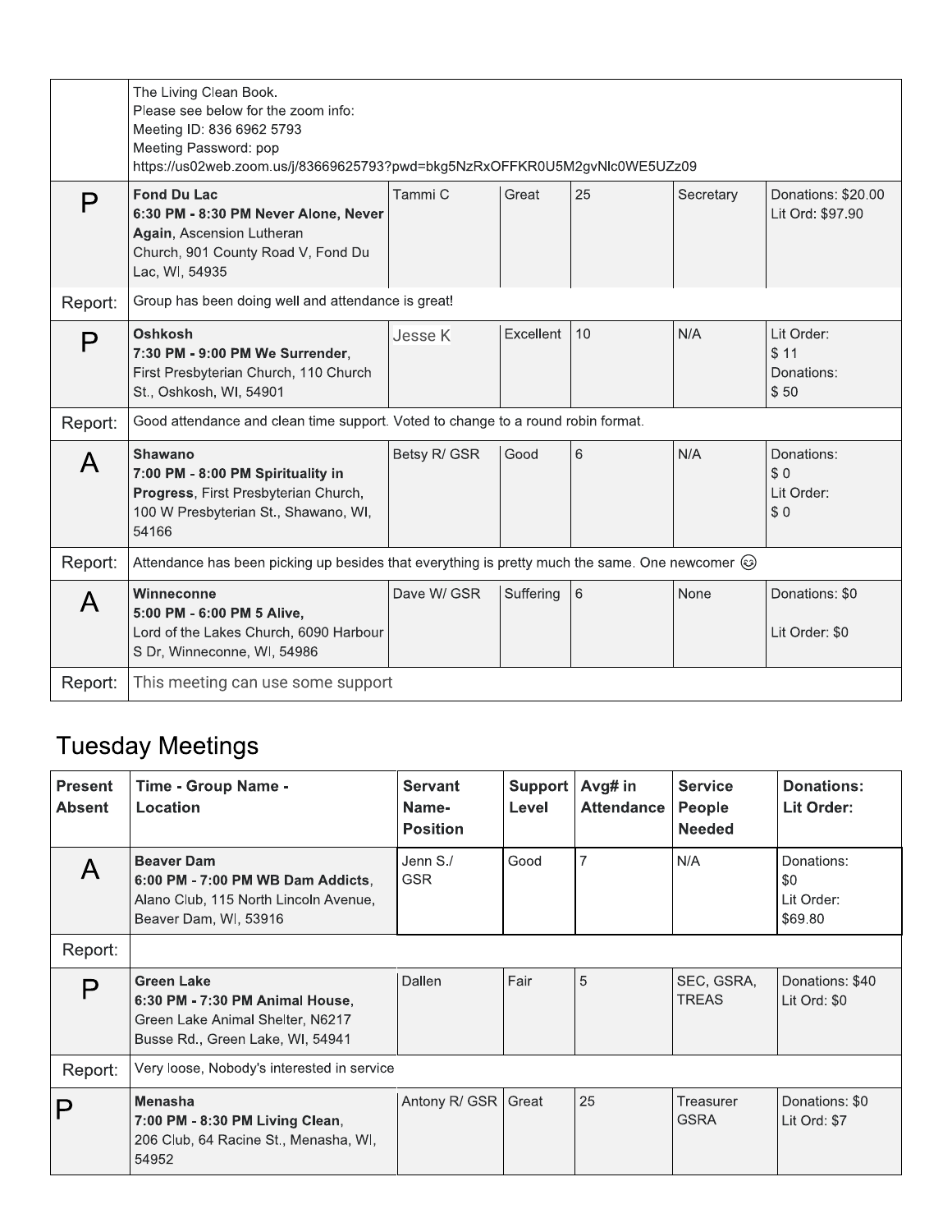| | | | | | | |
|---|---|---|---|---|---|---|
| | The Living Clean Book.<br>Please see below for the zoom info:<br>Meeting ID: 836 6962 5793<br>Meeting Password: pop<br>https://us02web.zoom.us/j/83669625793?pwd=bkg5NzRxOFFKR0U5M2gvNlc0WE5UZz09 | | | | | |
| P | **Fond Du Lac**<br>**6:30 PM - 8:30 PM Never Alone, Never Again**, Ascension Lutheran Church, 901 County Road V, Fond Du Lac, WI, 54935 | Tammi C | Great | 25 | Secretary | Donations: $20.00<br>Lit Ord: $97.90 |
| Report: | Group has been doing well and attendance is great! | | | | | |
| P | **Oshkosh**<br>**7:30 PM - 9:00 PM We Surrender**, First Presbyterian Church, 110 Church St., Oshkosh, WI, 54901 | Jesse K | Excellent | 10 | N/A | Lit Order:<br>$ 11<br>Donations:<br>$ 50 |
| Report: | Good attendance and clean time support. Voted to change to a round robin format. | | | | | |
| A | **Shawano**<br>**7:00 PM - 8:00 PM Spirituality in Progress**, First Presbyterian Church, 100 W Presbyterian St., Shawano, WI, 54166 | Betsy R/ GSR | Good | 6 | N/A | Donations:<br>$ 0<br>Lit Order:<br>$ 0 |
| Report: | Attendance has been picking up besides that everything is pretty much the same. One newcomer 😊 | | | | | |
| A | **Winneconne**<br>**5:00 PM - 6:00 PM 5 Alive**,<br>Lord of the Lakes Church, 6090 Harbour S Dr, Winneconne, WI, 54986 | Dave W/ GSR | Suffering | 6 | None | Donations: $0<br><br>Lit Order: $0 |
| Report: | This meeting can use some support | | | | | |

## Tuesday Meetings

| Present Absent | Time - Group Name - Location | Servant Name-Position | Support Level | Avg# in Attendance | Service People Needed | Donations: Lit Order: |
|---|---|---|---|---|---|---|
| A | **Beaver Dam**<br>**6:00 PM - 7:00 PM WB Dam Addicts**, Alano Club, 115 North Lincoln Avenue, Beaver Dam, WI, 53916 | Jenn S./ GSR | Good | 7 | N/A | Donations:<br>$0<br>Lit Order:<br>$69.80 |
| Report: | | | | | | |
| P | **Green Lake**<br>**6:30 PM - 7:30 PM Animal House**, Green Lake Animal Shelter, N6217 Busse Rd., Green Lake, WI, 54941 | Dallen | Fair | 5 | SEC, GSRA, TREAS | Donations: $40<br>Lit Ord: $0 |
| Report: | Very loose, Nobody's interested in service | | | | | |
| P | **Menasha**<br>**7:00 PM - 8:30 PM Living Clean**, 206 Club, 64 Racine St., Menasha, WI, 54952 | Antony R/ GSR | Great | 25 | Treasurer GSRA | Donations: $0<br>Lit Ord: $7 |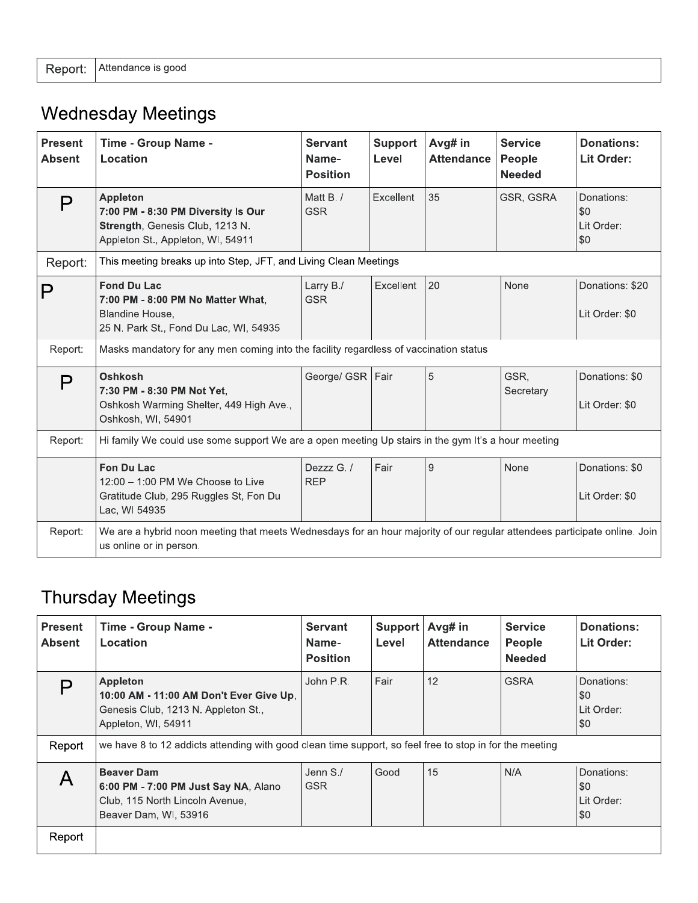| Report: | Attendance is good |
|---|---|

## Wednesday Meetings

| Present Absent | Time - Group Name - Location | Servant Name- Position | Support Level | Avg# in Attendance | Service People Needed | Donations: Lit Order: |
|---|---|---|---|---|---|---|
| P | **Appleton** **7:00 PM - 8:30 PM Diversity Is Our Strength**, Genesis Club, 1213 N. Appleton St., Appleton, WI, 54911 | Matt B. / GSR | Excellent | 35 | GSR, GSRA | Donations: $0 Lit Order: $0 |
| Report: | This meeting breaks up into Step, JFT, and Living Clean Meetings | | | | | |
| P | **Fond Du Lac** **7:00 PM - 8:00 PM No Matter What**, Blandine House, 25 N. Park St., Fond Du Lac, WI, 54935 | Larry B./ GSR | Excellent | 20 | None | Donations: $20 Lit Order: $0 |
| Report: | Masks mandatory for any men coming into the facility regardless of vaccination status | | | | | |
| P | **Oshkosh** **7:30 PM - 8:30 PM Not Yet**, Oshkosh Warming Shelter, 449 High Ave., Oshkosh, WI, 54901 | George/ GSR | Fair | 5 | GSR, Secretary | Donations: $0 Lit Order: $0 |
| Report: | Hi family We could use some support We are a open meeting Up stairs in the gym It's a hour meeting | | | | | |
| | **Fon Du Lac** 12:00 – 1:00 PM We Choose to Live Gratitude Club, 295 Ruggles St, Fon Du Lac, WI 54935 | Dezzz G. / REP | Fair | 9 | None | Donations: $0 Lit Order: $0 |
| Report: | We are a hybrid noon meeting that meets Wednesdays for an hour majority of our regular attendees participate online. Join us online or in person. | | | | | |

## Thursday Meetings

| Present Absent | Time - Group Name - Location | Servant Name- Position | Support Level | Avg# in Attendance | Service People Needed | Donations: Lit Order: |
|---|---|---|---|---|---|---|
| P | **Appleton** **10:00 AM - 11:00 AM Don't Ever Give Up**, Genesis Club, 1213 N. Appleton St., Appleton, WI, 54911 | John P.R. | Fair | 12 | GSRA | Donations: $0 Lit Order: $0 |
| Report | we have 8 to 12 addicts attending with good clean time support, so feel free to stop in for the meeting | | | | | |
| A | **Beaver Dam** **6:00 PM - 7:00 PM Just Say NA**, Alano Club, 115 North Lincoln Avenue, Beaver Dam, WI, 53916 | Jenn S./ GSR | Good | 15 | N/A | Donations: $0 Lit Order: $0 |
| Report | | | | | | |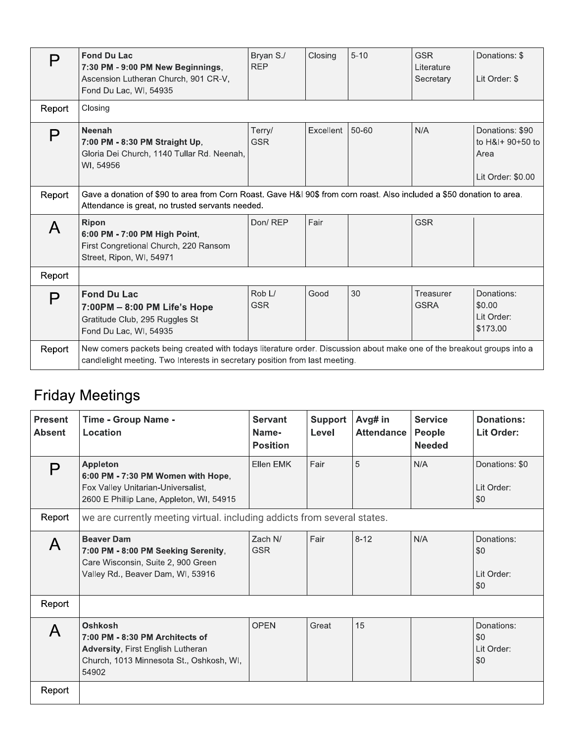| | | | | | | |
|---|---|---|---|---|---|---|
| P | **Fond Du Lac**<br>**7:30 PM - 9:00 PM New Beginnings**,<br>Ascension Lutheran Church, 901 CR-V, Fond Du Lac, WI, 54935 | Bryan S./ REP | Closing | 5-10 | GSR Literature Secretary | Donations: $<br><br>Lit Order: $ |
| Report | Closing | | | | | |
| P | **Neenah**<br>**7:00 PM - 8:30 PM Straight Up**,<br>Gloria Dei Church, 1140 Tullar Rd. Neenah, WI, 54956 | Terry/ GSR | Excellent | 50-60 | N/A | Donations: $90 to H&I+ 90+50 to Area<br><br>Lit Order: $0.00 |
| Report | Gave a donation of $90 to area from Corn Roast. Gave H&I 90$ from corn roast. Also included a $50 donation to area. Attendance is great, no trusted servants needed. | | | | | |
| A | **Ripon**<br>**6:00 PM - 7:00 PM High Point**,<br>First Congretional Church, 220 Ransom Street, Ripon, WI, 54971 | Don/ REP | Fair | | GSR | |
| Report | | | | | | |
| P | **Fond Du Lac**<br>**7:00PM – 8:00 PM Life's Hope**<br>Gratitude Club, 295 Ruggles St<br>Fond Du Lac, WI, 54935 | Rob L/ GSR | Good | 30 | Treasurer GSRA | Donations: $0.00<br>Lit Order: $173.00 |
| Report | New comers packets being created with todays literature order. Discussion about make one of the breakout groups into a candlelight meeting. Two Interests in secretary position from last meeting. | | | | | |

## Friday Meetings

| Present Absent | Time - Group Name - Location | Servant Name- Position | Support Level | Avg# in Attendance | Service People Needed | Donations: Lit Order: |
|---|---|---|---|---|---|---|
| P | **Appleton**<br>**6:00 PM - 7:30 PM Women with Hope**,<br>Fox Valley Unitarian-Universalist,<br>2600 E Phillip Lane, Appleton, WI, 54915 | Ellen EMK | Fair | 5 | N/A | Donations: $0<br><br>Lit Order: $0 |
| Report | we are currently meeting virtual. including addicts from several states. | | | | | |
| A | **Beaver Dam**<br>**7:00 PM - 8:00 PM Seeking Serenity**,<br>Care Wisconsin, Suite 2, 900 Green Valley Rd., Beaver Dam, WI, 53916 | Zach N/ GSR | Fair | 8-12 | N/A | Donations: $0<br><br>Lit Order: $0 |
| Report | | | | | | |
| A | **Oshkosh**<br>**7:00 PM - 8:30 PM Architects of Adversity**, First English Lutheran Church, 1013 Minnesota St., Oshkosh, WI, 54902 | OPEN | Great | 15 | | Donations: $0<br>Lit Order: $0 |
| Report | | | | | | |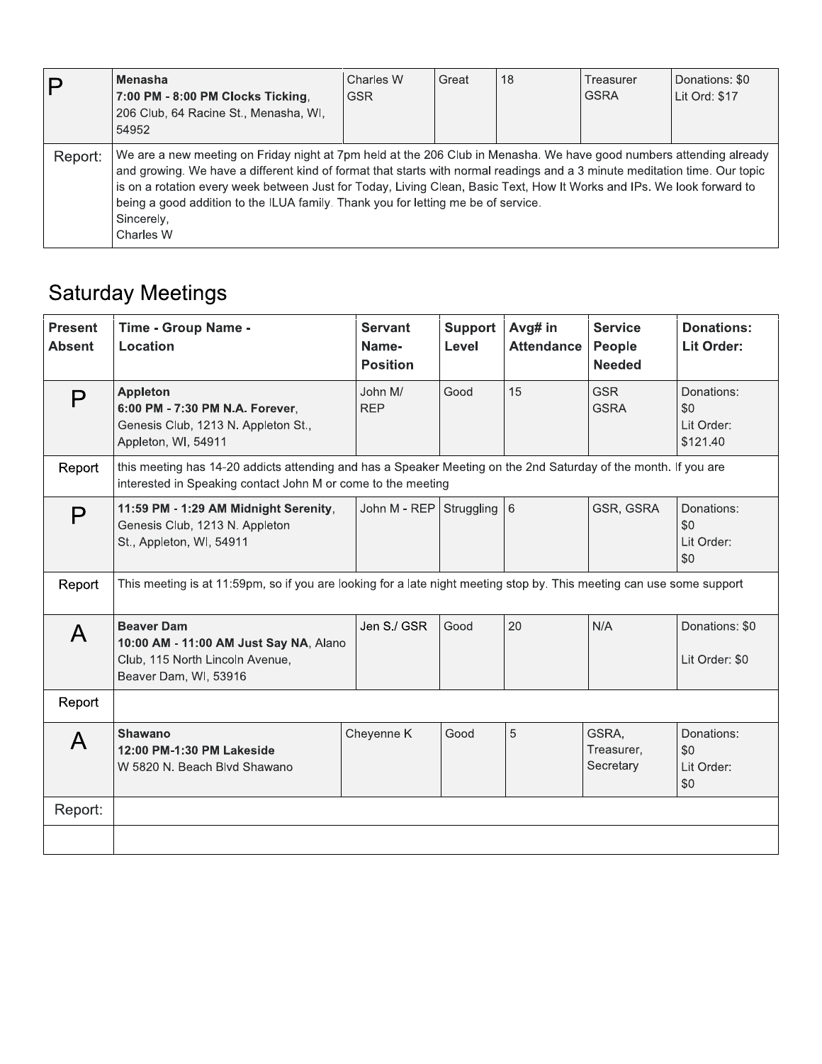| | | | | | | |
|---|---|---|---|---|---|---|
| P | **Menasha**<br>**7:00 PM - 8:00 PM Clocks Ticking**,<br>206 Club, 64 Racine St., Menasha, WI, 54952 | Charles W<br>GSR | Great | 18 | Treasurer<br>GSRA | Donations: $0<br>Lit Ord: $17 |
| Report: | We are a new meeting on Friday night at 7pm held at the 206 Club in Menasha. We have good numbers attending already and growing. We have a different kind of format that starts with normal readings and a 3 minute meditation time. Our topic is on a rotation every week between Just for Today, Living Clean, Basic Text, How It Works and IPs. We look forward to being a good addition to the ILUA family. Thank you for letting me be of service.<br>Sincerely,<br>Charles W | | | | | |

## Saturday Meetings

| Present Absent | Time - Group Name - Location | Servant Name- Position | Support Level | Avg# in Attendance | Service People Needed | Donations: Lit Order: |
|---|---|---|---|---|---|---|
| P | **Appleton**<br>**6:00 PM - 7:30 PM N.A. Forever**,<br>Genesis Club, 1213 N. Appleton St., Appleton, WI, 54911 | John M/<br>REP | Good | 15 | GSR<br>GSRA | Donations: $0<br>Lit Order: $121.40 |
| Report | this meeting has 14-20 addicts attending and has a Speaker Meeting on the 2nd Saturday of the month. If you are interested in Speaking contact John M or come to the meeting | | | | | |
| P | **11:59 PM - 1:29 AM Midnight Serenity**,<br>Genesis Club, 1213 N. Appleton St., Appleton, WI, 54911 | John M - REP | Struggling | 6 | GSR, GSRA | Donations: $0<br>Lit Order: $0 |
| Report | This meeting is at 11:59pm, so if you are looking for a late night meeting stop by. This meeting can use some support | | | | | |
| A | **Beaver Dam**<br>**10:00 AM - 11:00 AM Just Say NA**, Alano Club, 115 North Lincoln Avenue, Beaver Dam, WI, 53916 | Jen S./ GSR | Good | 20 | N/A | Donations: $0<br>Lit Order: $0 |
| Report | | | | | | |
| A | **Shawano**<br>**12:00 PM-1:30 PM Lakeside**<br>W 5820 N. Beach Blvd Shawano | Cheyenne K | Good | 5 | GSRA,<br>Treasurer,<br>Secretary | Donations: $0<br>Lit Order: $0 |
| Report: | | | | | | |
| | | | | | | |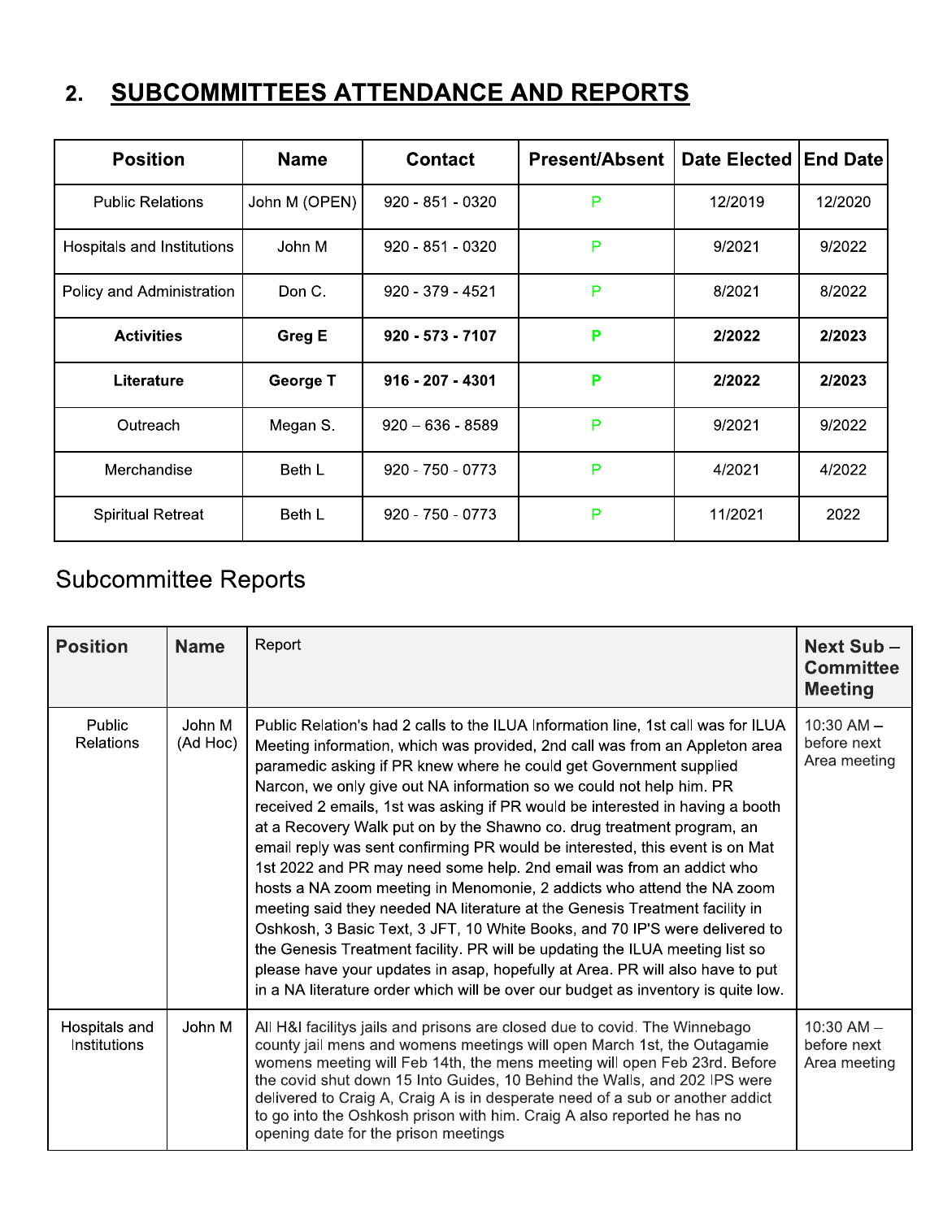## 2. SUBCOMMITTEES ATTENDANCE AND REPORTS

| Position | Name | Contact | Present/Absent | Date Elected | End Date |
|---|---|---|---|---|---|
| Public Relations | John M (OPEN) | 920 - 851 - 0320 | P | 12/2019 | 12/2020 |
| Hospitals and Institutions | John M | 920 - 851 - 0320 | P | 9/2021 | 9/2022 |
| Policy and Administration | Don C. | 920 - 379 - 4521 | P | 8/2021 | 8/2022 |
| **Activities** | **Greg E** | **920 - 573 - 7107** | **P** | **2/2022** | **2/2023** |
| **Literature** | **George T** | **916 - 207 - 4301** | **P** | **2/2022** | **2/2023** |
| Outreach | Megan S. | 920 – 636 - 8589 | P | 9/2021 | 9/2022 |
| Merchandise | Beth L | 920 - 750 - 0773 | P | 4/2021 | 4/2022 |
| Spiritual Retreat | Beth L | 920 - 750 - 0773 | P | 11/2021 | 2022 |

## Subcommittee Reports

| Position | Name | Report | Next Sub – Committee Meeting |
|---|---|---|---|
| Public Relations | John M (Ad Hoc) | Public Relation's had 2 calls to the ILUA Information line, 1st call was for ILUA Meeting information, which was provided, 2nd call was from an Appleton area paramedic asking if PR knew where he could get Government supplied Narcon, we only give out NA information so we could not help him. PR received 2 emails, 1st was asking if PR would be interested in having a booth at a Recovery Walk put on by the Shawno co. drug treatment program, an email reply was sent confirming PR would be interested, this event is on Mat 1st 2022 and PR may need some help. 2nd email was from an addict who hosts a NA zoom meeting in Menomonie, 2 addicts who attend the NA zoom meeting said they needed NA literature at the Genesis Treatment facility in Oshkosh, 3 Basic Text, 3 JFT, 10 White Books, and 70 IP'S were delivered to the Genesis Treatment facility. PR will be updating the ILUA meeting list so please have your updates in asap, hopefully at Area. PR will also have to put in a NA literature order which will be over our budget as inventory is quite low. | 10:30 AM – before next Area meeting |
| Hospitals and Institutions | John M | All H&I facilitys jails and prisons are closed due to covid. The Winnebago county jail mens and womens meetings will open March 1st, the Outagamie womens meeting will Feb 14th, the mens meeting will open Feb 23rd. Before the covid shut down 15 Into Guides, 10 Behind the Walls, and 202 IPS were delivered to Craig A, Craig A is in desperate need of a sub or another addict to go into the Oshkosh prison with him. Craig A also reported he has no opening date for the prison meetings | 10:30 AM – before next Area meeting |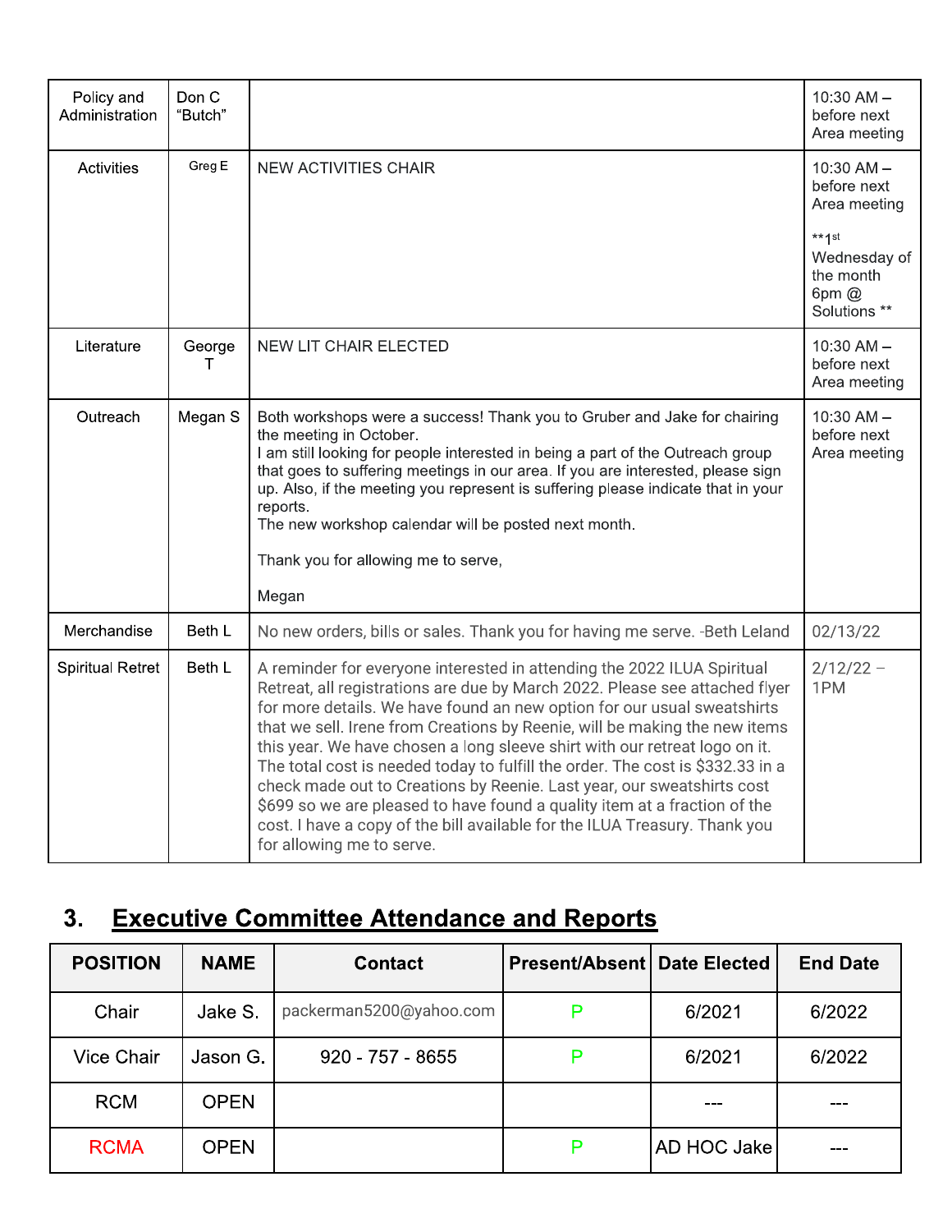| Policy and Administration | Don C "Butch" | | 10:30 AM – before next Area meeting |
|---|---|---|---|
| Activities | Greg E | NEW ACTIVITIES CHAIR | 10:30 AM – before next Area meeting<br><br>**1st Wednesday of the month 6pm @ Solutions ** |
| Literature | George T | NEW LIT CHAIR ELECTED | 10:30 AM – before next Area meeting |
| Outreach | Megan S | Both workshops were a success! Thank you to Gruber and Jake for chairing the meeting in October.<br>I am still looking for people interested in being a part of the Outreach group that goes to suffering meetings in our area. If you are interested, please sign up. Also, if the meeting you represent is suffering please indicate that in your reports.<br>The new workshop calendar will be posted next month.<br><br>Thank you for allowing me to serve,<br><br>Megan | 10:30 AM – before next Area meeting |
| Merchandise | Beth L | No new orders, bills or sales. Thank you for having me serve. -Beth Leland | 02/13/22 |
| Spiritual Retret | Beth L | A reminder for everyone interested in attending the 2022 ILUA Spiritual Retreat, all registrations are due by March 2022. Please see attached flyer for more details. We have found an new option for our usual sweatshirts that we sell. Irene from Creations by Reenie, will be making the new items this year. We have chosen a long sleeve shirt with our retreat logo on it. The total cost is needed today to fulfill the order. The cost is $332.33 in a check made out to Creations by Reenie. Last year, our sweatshirts cost $699 so we are pleased to have found a quality item at a fraction of the cost. I have a copy of the bill available for the ILUA Treasury. Thank you for allowing me to serve. | 2/12/22 – 1PM |

## 3. Executive Committee Attendance and Reports

| POSITION | NAME | Contact | Present/Absent | Date Elected | End Date |
|---|---|---|---|---|---|
| Chair | Jake S. | packerman5200@yahoo.com | P | 6/2021 | 6/2022 |
| Vice Chair | Jason G. | 920 - 757 - 8655 | P | 6/2021 | 6/2022 |
| RCM | OPEN | | | --- | --- |
| RCMA | OPEN | | P | AD HOC Jake | --- |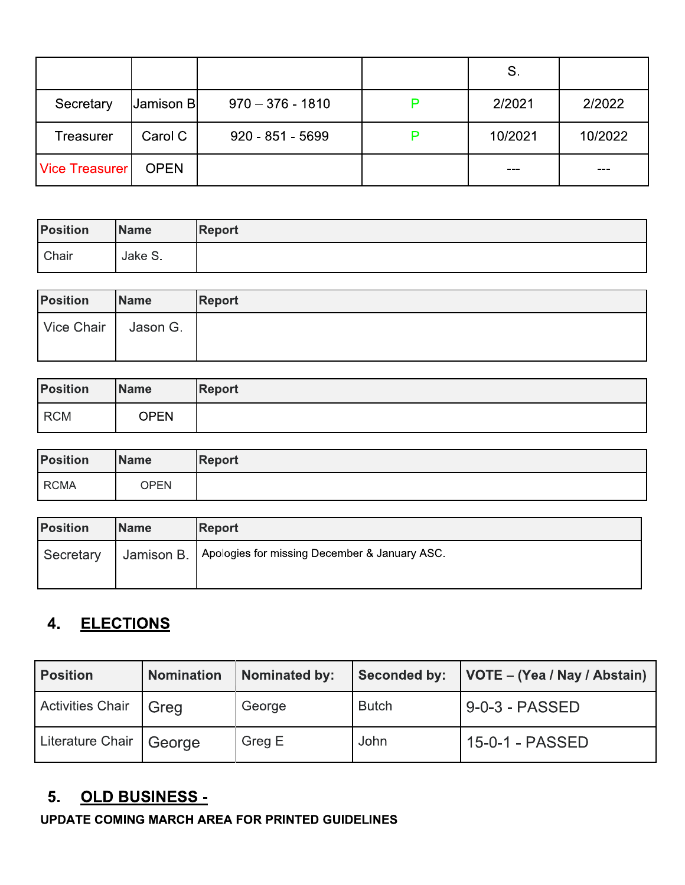| | | | | S. | |
|---|---|---|---|---|---|
| Secretary | Jamison B | 970 – 376 - 1810 | P | 2/2021 | 2/2022 |
| Treasurer | Carol C | 920 - 851 - 5699 | P | 10/2021 | 10/2022 |
| Vice Treasurer | OPEN | | | --- | --- |

| Position | Name | Report |
|---|---|---|
| Chair | Jake S. | |

| Position | Name | Report |
|---|---|---|
| Vice Chair | Jason G. | |

| Position | Name | Report |
|---|---|---|
| RCM | OPEN | |

| Position | Name | Report |
|---|---|---|
| RCMA | OPEN | |

| Position | Name | Report |
|---|---|---|
| Secretary | Jamison B. | Apologies for missing December & January ASC. |

## 4. ELECTIONS

| Position | Nomination | Nominated by: | Seconded by: | VOTE – (Yea / Nay / Abstain) |
|---|---|---|---|---|
| Activities Chair | Greg | George | Butch | 9-0-3 - PASSED |
| Literature Chair | George | Greg E | John | 15-0-1 - PASSED |

## 5. OLD BUSINESS -

**UPDATE COMING MARCH AREA FOR PRINTED GUIDELINES**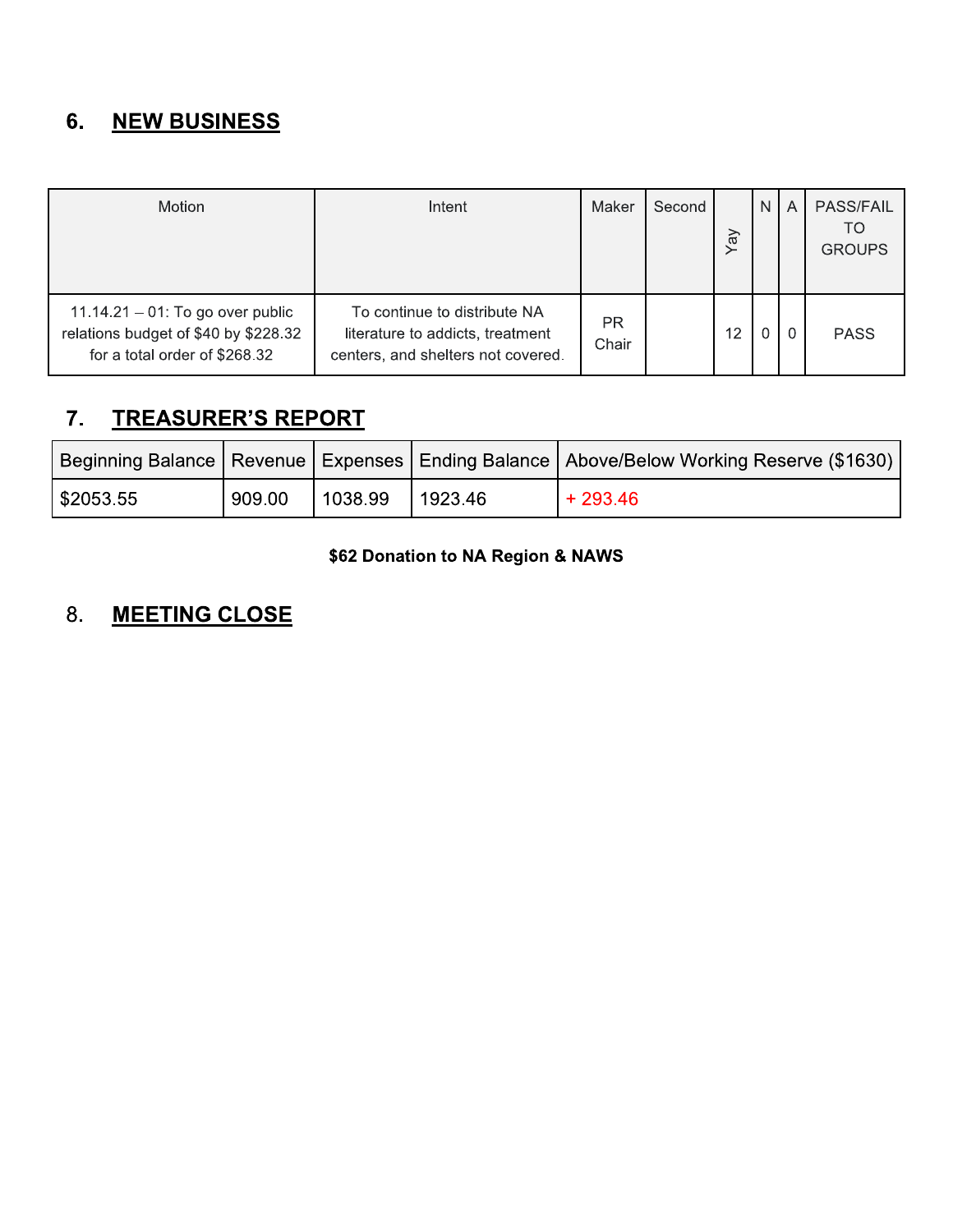## 6. NEW BUSINESS

| Motion | Intent | Maker | Second | Yay | N | A | PASS/FAIL TO GROUPS |
|---|---|---|---|---|---|---|---|
| 11.14.21 – 01: To go over public relations budget of $40 by $228.32 for a total order of $268.32 | To continue to distribute NA literature to addicts, treatment centers, and shelters not covered. | PR Chair | | 12 | 0 | 0 | PASS |

## 7. TREASURER'S REPORT

| Beginning Balance | Revenue | Expenses | Ending Balance | Above/Below Working Reserve ($1630) |
|---|---|---|---|---|
| $2053.55 | 909.00 | 1038.99 | 1923.46 | + 293.46 |

**$62 Donation to NA Region & NAWS**

## 8. MEETING CLOSE